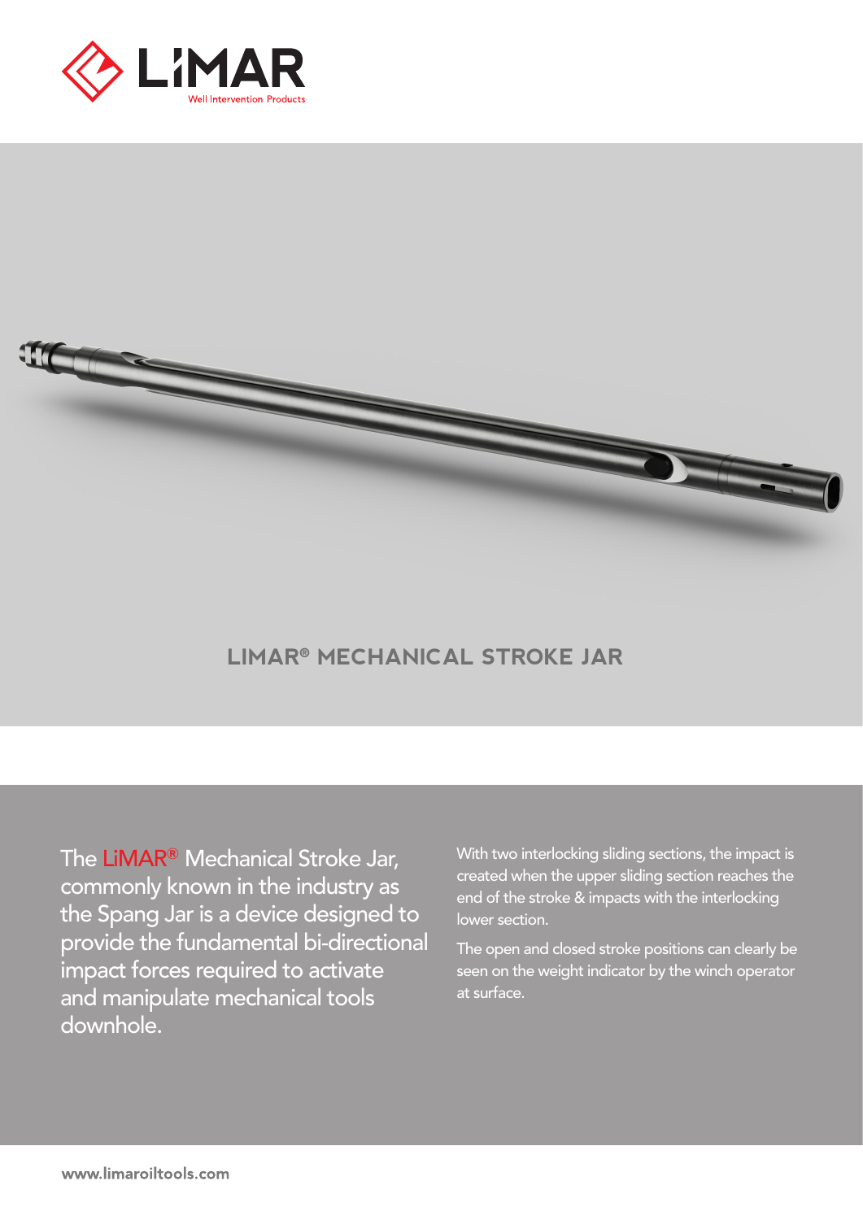LiMAR

Well Intervention Products

# LIMAR® MECHANICAL STROKE JAR

The LiMAR® Mechanical Stroke Jar, commonly known in the industry as the Spang Jar is a device designed to provide the fundamental bi-directional impact forces required to activate and manipulate mechanical tools downhole.

With two interlocking sliding sections, the impact is created when the upper sliding section reaches the end of the stroke & impacts with the interlocking lower section.

The open and closed stroke positions can clearly be seen on the weight indicator by the winch operator at surface.

www.limaroiltools.com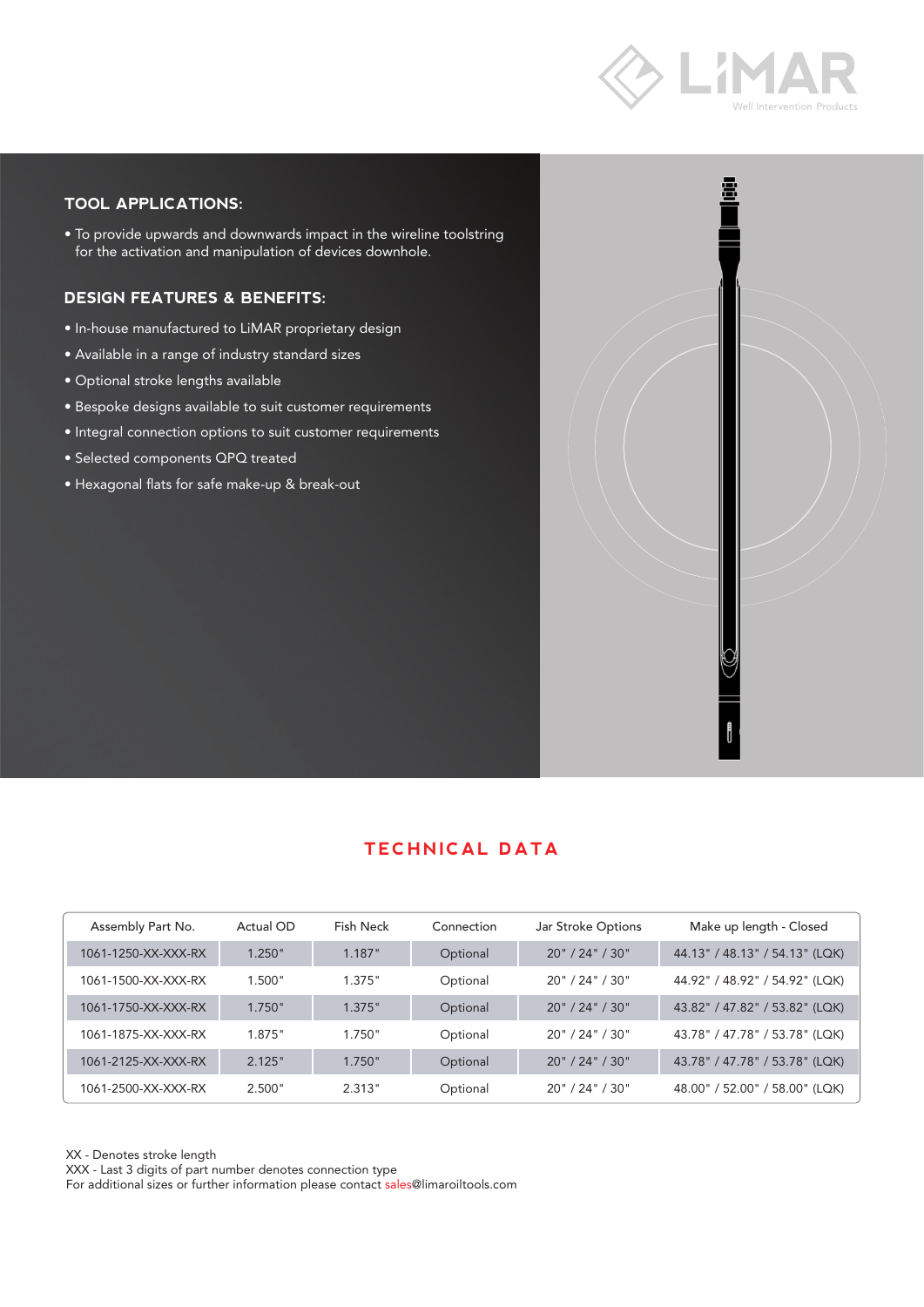## TOOL APPLICATIONS:

- To provide upwards and downwards impact in the wireline toolstring for the activation and manipulation of devices downhole.

## DESIGN FEATURES & BENEFITS:

- In-house manufactured to LiMAR proprietary design
- Available in a range of industry standard sizes
- Optional stroke lengths available
- Bespoke designs available to suit customer requirements
- Integral connection options to suit customer requirements
- Selected components QPQ treated
- Hexagonal flats for safe make-up & break-out

## TECHNICAL DATA

| Assembly Part No. | Actual OD | Fish Neck | Connection | Jar Stroke Options | Make up length - Closed |
|---|---|---|---|---|---|
| 1061-1250-XX-XXX-RX | 1.250" | 1.187" | Optional | 20" / 24" / 30" | 44.13" / 48.13" / 54.13" (LQK) |
| 1061-1500-XX-XXX-RX | 1.500" | 1.375" | Optional | 20" / 24" / 30" | 44.92" / 48.92" / 54.92" (LQK) |
| 1061-1750-XX-XXX-RX | 1.750" | 1.375" | Optional | 20" / 24" / 30" | 43.82" / 47.82" / 53.82" (LQK) |
| 1061-1875-XX-XXX-RX | 1.875" | 1.750" | Optional | 20" / 24" / 30" | 43.78" / 47.78" / 53.78" (LQK) |
| 1061-2125-XX-XXX-RX | 2.125" | 1.750" | Optional | 20" / 24" / 30" | 43.78" / 47.78" / 53.78" (LQK) |
| 1061-2500-XX-XXX-RX | 2.500" | 2.313" | Optional | 20" / 24" / 30" | 48.00" / 52.00" / 58.00" (LQK) |

XX - Denotes stroke length
XXX - Last 3 digits of part number denotes connection type
For additional sizes or further information please contact sales@limaroiltools.com